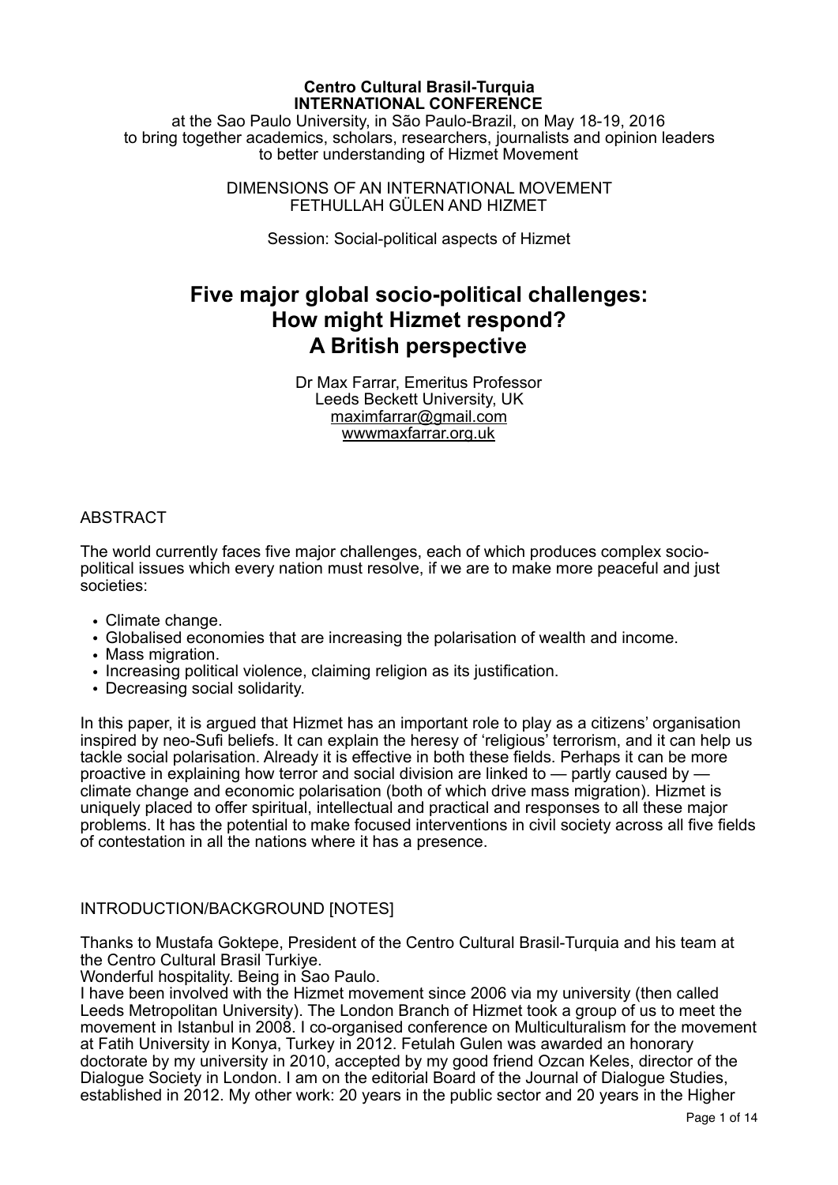**Centro Cultural Brasil-Turquia**
**INTERNATIONAL CONFERENCE**
at the Sao Paulo University, in São Paulo-Brazil, on May 18-19, 2016
to bring together academics, scholars, researchers, journalists and opinion leaders
to better understanding of Hizmet Movement

DIMENSIONS OF AN INTERNATIONAL MOVEMENT
FETHULLAH GÜLEN AND HIZMET

Session: Social-political aspects of Hizmet

# Five major global socio-political challenges: How might Hizmet respond? A British perspective

Dr Max Farrar, Emeritus Professor
Leeds Beckett University, UK
maximfarrar@gmail.com
wwwmaxfarrar.org.uk

## ABSTRACT

The world currently faces five major challenges, each of which produces complex socio-political issues which every nation must resolve, if we are to make more peaceful and just societies:

- Climate change.
- Globalised economies that are increasing the polarisation of wealth and income.
- Mass migration.
- Increasing political violence, claiming religion as its justification.
- Decreasing social solidarity.

In this paper, it is argued that Hizmet has an important role to play as a citizens' organisation inspired by neo-Sufi beliefs. It can explain the heresy of 'religious' terrorism, and it can help us tackle social polarisation. Already it is effective in both these fields. Perhaps it can be more proactive in explaining how terror and social division are linked to — partly caused by — climate change and economic polarisation (both of which drive mass migration). Hizmet is uniquely placed to offer spiritual, intellectual and practical and responses to all these major problems. It has the potential to make focused interventions in civil society across all five fields of contestation in all the nations where it has a presence.

## INTRODUCTION/BACKGROUND [NOTES]

Thanks to Mustafa Goktepe, President of the Centro Cultural Brasil-Turquia and his team at the Centro Cultural Brasil Turkiye.
Wonderful hospitality. Being in Sao Paulo.
I have been involved with the Hizmet movement since 2006 via my university (then called Leeds Metropolitan University). The London Branch of Hizmet took a group of us to meet the movement in Istanbul in 2008. I co-organised conference on Multiculturalism for the movement at Fatih University in Konya, Turkey in 2012. Fetulah Gulen was awarded an honorary doctorate by my university in 2010, accepted by my good friend Ozcan Keles, director of the Dialogue Society in London. I am on the editorial Board of the Journal of Dialogue Studies, established in 2012. My other work: 20 years in the public sector and 20 years in the Higher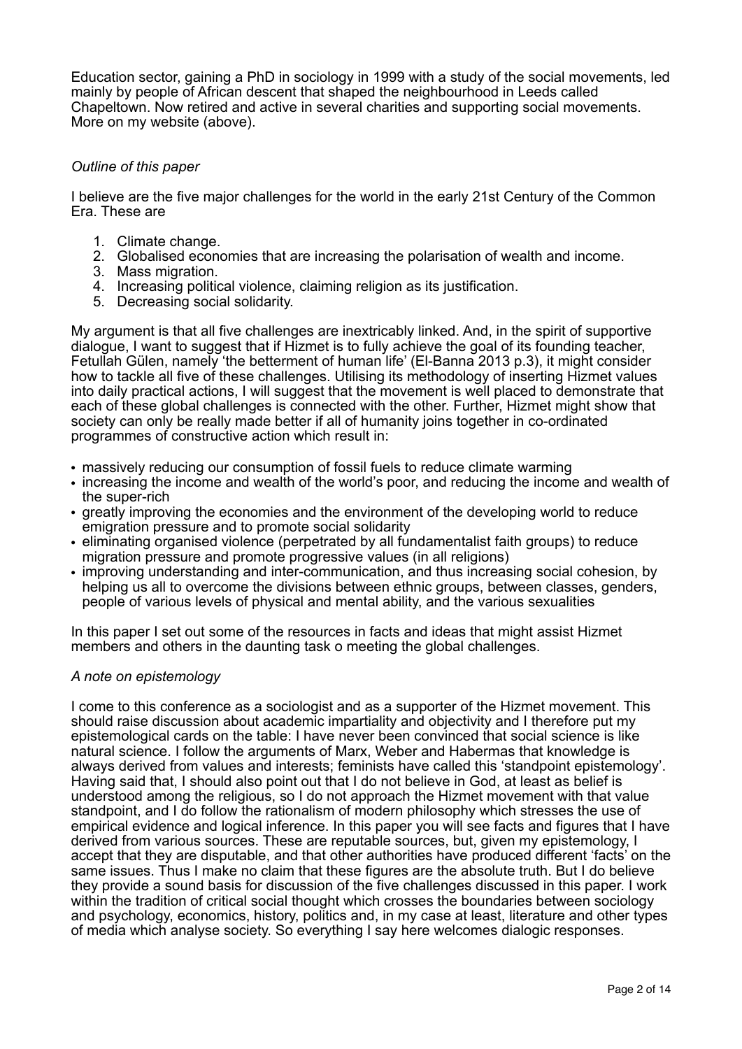Education sector, gaining a PhD in sociology in 1999 with a study of the social movements, led mainly by people of African descent that shaped the neighbourhood in Leeds called Chapeltown. Now retired and active in several charities and supporting social movements. More on my website (above).

*Outline of this paper*

I believe are the five major challenges for the world in the early 21st Century of the Common Era. These are

1. Climate change.
2. Globalised economies that are increasing the polarisation of wealth and income.
3. Mass migration.
4. Increasing political violence, claiming religion as its justification.
5. Decreasing social solidarity.

My argument is that all five challenges are inextricably linked. And, in the spirit of supportive dialogue, I want to suggest that if Hizmet is to fully achieve the goal of its founding teacher, Fetullah Gülen, namely 'the betterment of human life' (El-Banna 2013 p.3), it might consider how to tackle all five of these challenges. Utilising its methodology of inserting Hizmet values into daily practical actions, I will suggest that the movement is well placed to demonstrate that each of these global challenges is connected with the other. Further, Hizmet might show that society can only be really made better if all of humanity joins together in co-ordinated programmes of constructive action which result in:

- massively reducing our consumption of fossil fuels to reduce climate warming
- increasing the income and wealth of the world's poor, and reducing the income and wealth of the super-rich
- greatly improving the economies and the environment of the developing world to reduce emigration pressure and to promote social solidarity
- eliminating organised violence (perpetrated by all fundamentalist faith groups) to reduce migration pressure and promote progressive values (in all religions)
- improving understanding and inter-communication, and thus increasing social cohesion, by helping us all to overcome the divisions between ethnic groups, between classes, genders, people of various levels of physical and mental ability, and the various sexualities

In this paper I set out some of the resources in facts and ideas that might assist Hizmet members and others in the daunting task o meeting the global challenges.

*A note on epistemology*

I come to this conference as a sociologist and as a supporter of the Hizmet movement. This should raise discussion about academic impartiality and objectivity and I therefore put my epistemological cards on the table: I have never been convinced that social science is like natural science. I follow the arguments of Marx, Weber and Habermas that knowledge is always derived from values and interests; feminists have called this 'standpoint epistemology'. Having said that, I should also point out that I do not believe in God, at least as belief is understood among the religious, so I do not approach the Hizmet movement with that value standpoint, and I do follow the rationalism of modern philosophy which stresses the use of empirical evidence and logical inference. In this paper you will see facts and figures that I have derived from various sources. These are reputable sources, but, given my epistemology, I accept that they are disputable, and that other authorities have produced different 'facts' on the same issues. Thus I make no claim that these figures are the absolute truth. But I do believe they provide a sound basis for discussion of the five challenges discussed in this paper. I work within the tradition of critical social thought which crosses the boundaries between sociology and psychology, economics, history, politics and, in my case at least, literature and other types of media which analyse society. So everything I say here welcomes dialogic responses.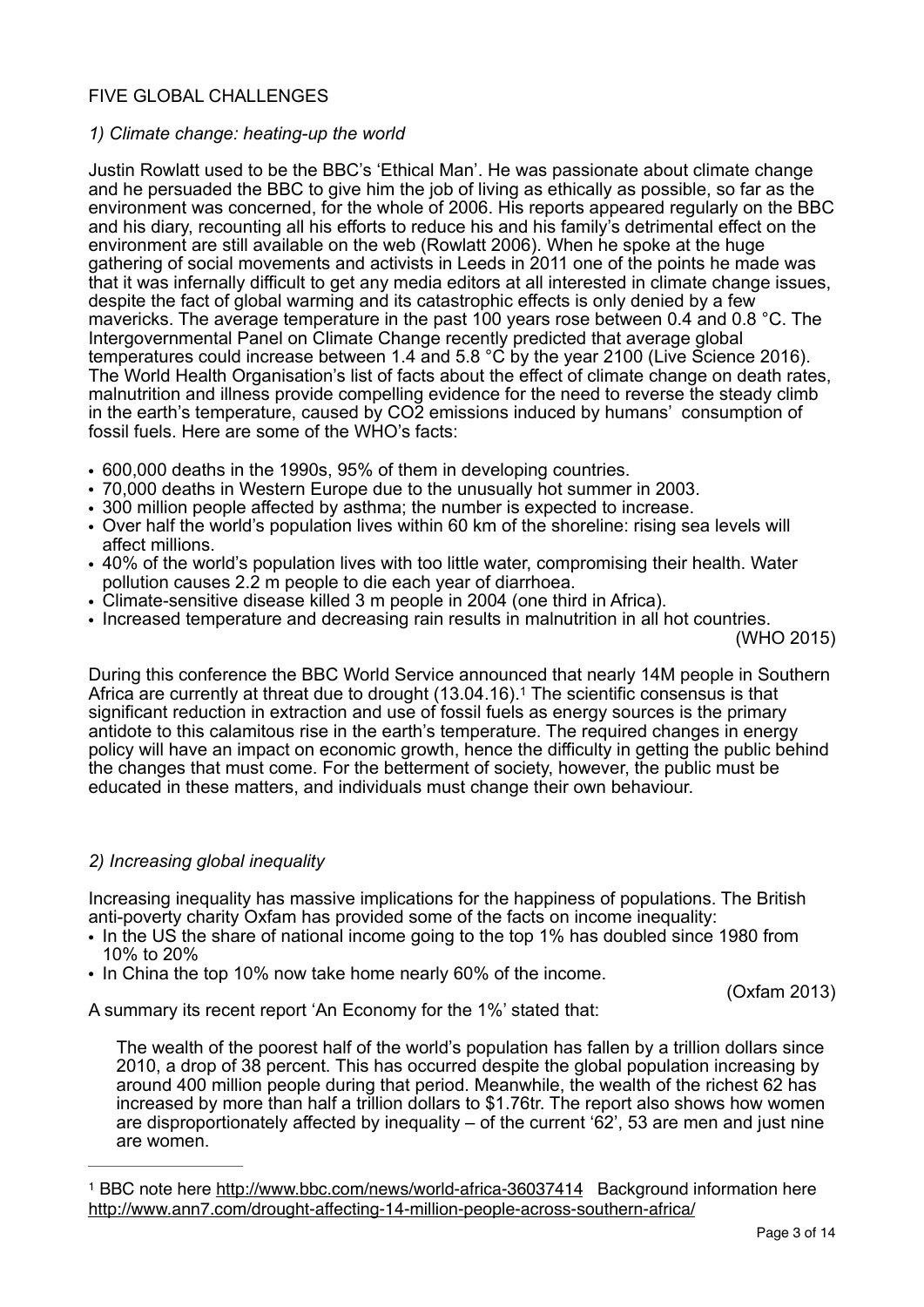FIVE GLOBAL CHALLENGES

*1) Climate change: heating-up the world*

Justin Rowlatt used to be the BBC's 'Ethical Man'. He was passionate about climate change and he persuaded the BBC to give him the job of living as ethically as possible, so far as the environment was concerned, for the whole of 2006. His reports appeared regularly on the BBC and his diary, recounting all his efforts to reduce his and his family's detrimental effect on the environment are still available on the web (Rowlatt 2006). When he spoke at the huge gathering of social movements and activists in Leeds in 2011 one of the points he made was that it was infernally difficult to get any media editors at all interested in climate change issues, despite the fact of global warming and its catastrophic effects is only denied by a few mavericks. The average temperature in the past 100 years rose between 0.4 and 0.8 °C. The Intergovernmental Panel on Climate Change recently predicted that average global temperatures could increase between 1.4 and 5.8 °C by the year 2100 (Live Science 2016). The World Health Organisation's list of facts about the effect of climate change on death rates, malnutrition and illness provide compelling evidence for the need to reverse the steady climb in the earth's temperature, caused by $CO_2$ emissions induced by humans' consumption of fossil fuels. Here are some of the WHO's facts:

- 600,000 deaths in the 1990s, 95% of them in developing countries.
- 70,000 deaths in Western Europe due to the unusually hot summer in 2003.
- 300 million people affected by asthma; the number is expected to increase.
- Over half the world's population lives within 60 km of the shoreline: rising sea levels will affect millions.
- 40% of the world's population lives with too little water, compromising their health. Water pollution causes 2.2 m people to die each year of diarrhoea.
- Climate-sensitive disease killed 3 m people in 2004 (one third in Africa).
- Increased temperature and decreasing rain results in malnutrition in all hot countries.

(WHO 2015)

During this conference the BBC World Service announced that nearly 14M people in Southern Africa are currently at threat due to drought (13.04.16).[1] The scientific consensus is that significant reduction in extraction and use of fossil fuels as energy sources is the primary antidote to this calamitous rise in the earth's temperature. The required changes in energy policy will have an impact on economic growth, hence the difficulty in getting the public behind the changes that must come. For the betterment of society, however, the public must be educated in these matters, and individuals must change their own behaviour.

*2) Increasing global inequality*

Increasing inequality has massive implications for the happiness of populations. The British anti-poverty charity Oxfam has provided some of the facts on income inequality:

- In the US the share of national income going to the top 1% has doubled since 1980 from 10% to 20%
- In China the top 10% now take home nearly 60% of the income.

(Oxfam 2013)

A summary its recent report 'An Economy for the 1%' stated that:

> The wealth of the poorest half of the world's population has fallen by a trillion dollars since 2010, a drop of 38 percent. This has occurred despite the global population increasing by around 400 million people during that period. Meanwhile, the wealth of the richest 62 has increased by more than half a trillion dollars to $1.76tr. The report also shows how women are disproportionately affected by inequality – of the current '62', 53 are men and just nine are women.

---

[1] BBC note here http://www.bbc.com/news/world-africa-36037414 Background information here http://www.ann7.com/drought-affecting-14-million-people-across-southern-africa/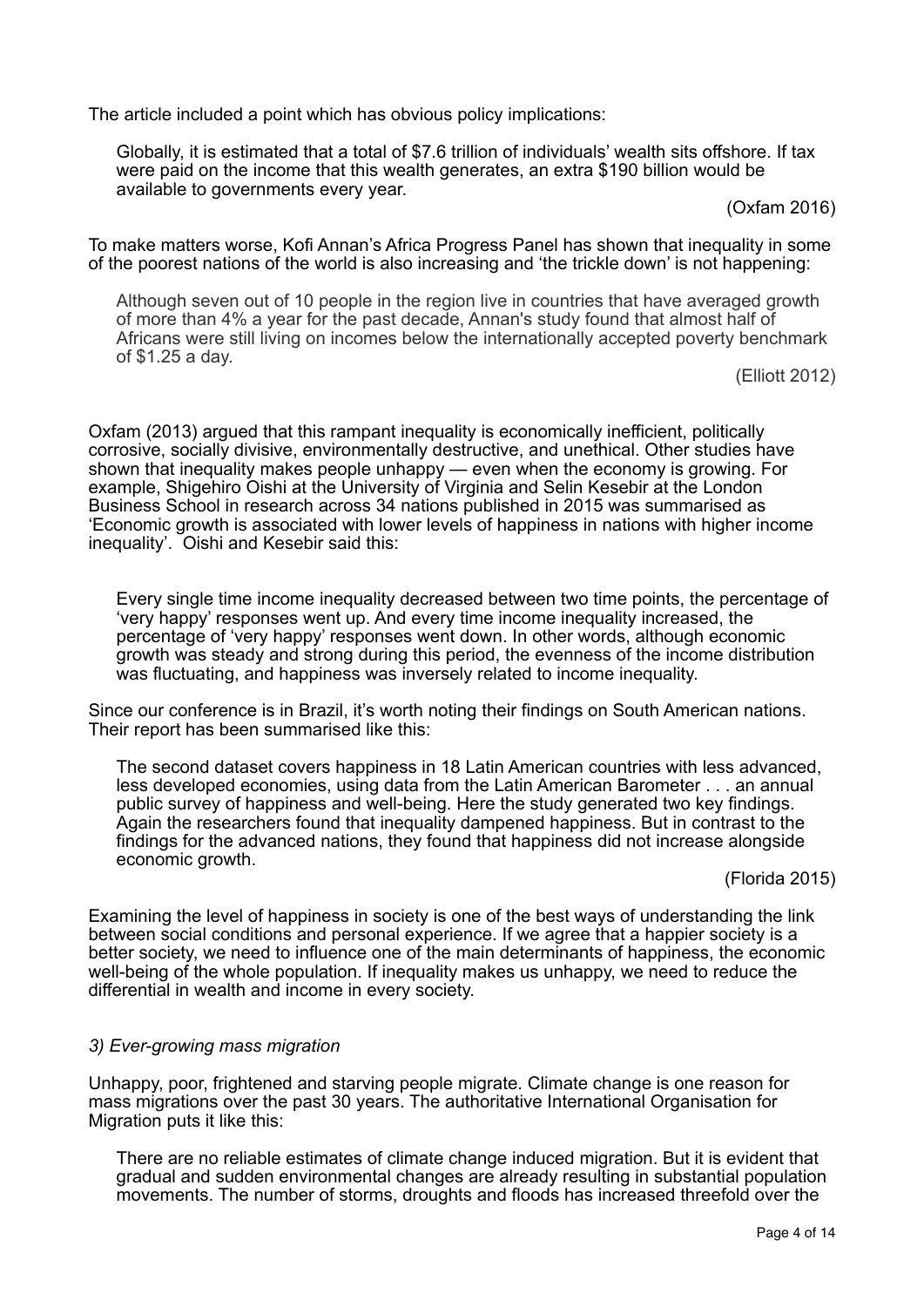The article included a point which has obvious policy implications:

> Globally, it is estimated that a total of $7.6 trillion of individuals' wealth sits offshore. If tax were paid on the income that this wealth generates, an extra $190 billion would be available to governments every year.
>
> (Oxfam 2016)

To make matters worse, Kofi Annan's Africa Progress Panel has shown that inequality in some of the poorest nations of the world is also increasing and 'the trickle down' is not happening:

> Although seven out of 10 people in the region live in countries that have averaged growth of more than 4% a year for the past decade, Annan's study found that almost half of Africans were still living on incomes below the internationally accepted poverty benchmark of $1.25 a day.
>
> (Elliott 2012)

Oxfam (2013) argued that this rampant inequality is economically inefficient, politically corrosive, socially divisive, environmentally destructive, and unethical. Other studies have shown that inequality makes people unhappy — even when the economy is growing. For example, Shigehiro Oishi at the University of Virginia and Selin Kesebir at the London Business School in research across 34 nations published in 2015 was summarised as 'Economic growth is associated with lower levels of happiness in nations with higher income inequality'. Oishi and Kesebir said this:

> Every single time income inequality decreased between two time points, the percentage of 'very happy' responses went up. And every time income inequality increased, the percentage of 'very happy' responses went down. In other words, although economic growth was steady and strong during this period, the evenness of the income distribution was fluctuating, and happiness was inversely related to income inequality.

Since our conference is in Brazil, it's worth noting their findings on South American nations. Their report has been summarised like this:

> The second dataset covers happiness in 18 Latin American countries with less advanced, less developed economies, using data from the Latin American Barometer . . . an annual public survey of happiness and well-being. Here the study generated two key findings. Again the researchers found that inequality dampened happiness. But in contrast to the findings for the advanced nations, they found that happiness did not increase alongside economic growth.
>
> (Florida 2015)

Examining the level of happiness in society is one of the best ways of understanding the link between social conditions and personal experience. If we agree that a happier society is a better society, we need to influence one of the main determinants of happiness, the economic well-being of the whole population. If inequality makes us unhappy, we need to reduce the differential in wealth and income in every society.

*3) Ever-growing mass migration*

Unhappy, poor, frightened and starving people migrate. Climate change is one reason for mass migrations over the past 30 years. The authoritative International Organisation for Migration puts it like this:

> There are no reliable estimates of climate change induced migration. But it is evident that gradual and sudden environmental changes are already resulting in substantial population movements. The number of storms, droughts and floods has increased threefold over the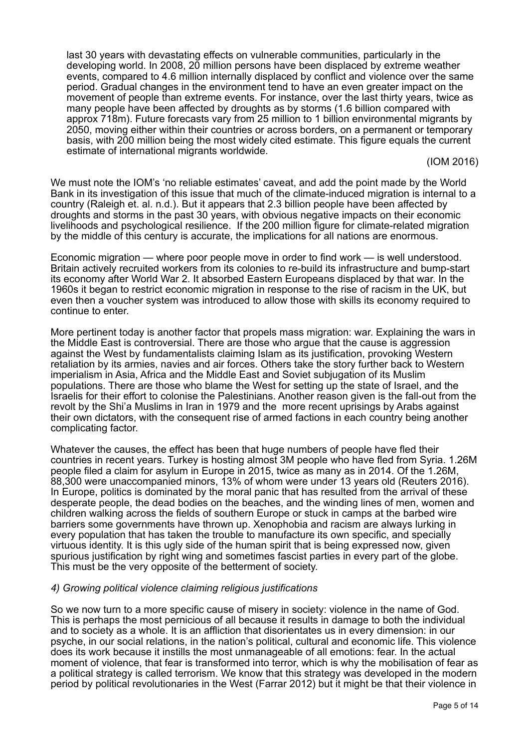> last 30 years with devastating effects on vulnerable communities, particularly in the developing world. In 2008, 20 million persons have been displaced by extreme weather events, compared to 4.6 million internally displaced by conflict and violence over the same period. Gradual changes in the environment tend to have an even greater impact on the movement of people than extreme events. For instance, over the last thirty years, twice as many people have been affected by droughts as by storms (1.6 billion compared with approx 718m). Future forecasts vary from 25 million to 1 billion environmental migrants by 2050, moving either within their countries or across borders, on a permanent or temporary basis, with 200 million being the most widely cited estimate. This figure equals the current estimate of international migrants worldwide.
>
> (IOM 2016)

We must note the IOM's 'no reliable estimates' caveat, and add the point made by the World Bank in its investigation of this issue that much of the climate-induced migration is internal to a country (Raleigh et. al. n.d.). But it appears that 2.3 billion people have been affected by droughts and storms in the past 30 years, with obvious negative impacts on their economic livelihoods and psychological resilience. If the 200 million figure for climate-related migration by the middle of this century is accurate, the implications for all nations are enormous.

Economic migration — where poor people move in order to find work — is well understood. Britain actively recruited workers from its colonies to re-build its infrastructure and bump-start its economy after World War 2. It absorbed Eastern Europeans displaced by that war. In the 1960s it began to restrict economic migration in response to the rise of racism in the UK, but even then a voucher system was introduced to allow those with skills its economy required to continue to enter.

More pertinent today is another factor that propels mass migration: war. Explaining the wars in the Middle East is controversial. There are those who argue that the cause is aggression against the West by fundamentalists claiming Islam as its justification, provoking Western retaliation by its armies, navies and air forces. Others take the story further back to Western imperialism in Asia, Africa and the Middle East and Soviet subjugation of its Muslim populations. There are those who blame the West for setting up the state of Israel, and the Israelis for their effort to colonise the Palestinians. Another reason given is the fall-out from the revolt by the Shi'a Muslims in Iran in 1979 and the more recent uprisings by Arabs against their own dictators, with the consequent rise of armed factions in each country being another complicating factor.

Whatever the causes, the effect has been that huge numbers of people have fled their countries in recent years. Turkey is hosting almost 3M people who have fled from Syria. 1.26M people filed a claim for asylum in Europe in 2015, twice as many as in 2014. Of the 1.26M, 88,300 were unaccompanied minors, 13% of whom were under 13 years old (Reuters 2016). In Europe, politics is dominated by the moral panic that has resulted from the arrival of these desperate people, the dead bodies on the beaches, and the winding lines of men, women and children walking across the fields of southern Europe or stuck in camps at the barbed wire barriers some governments have thrown up. Xenophobia and racism are always lurking in every population that has taken the trouble to manufacture its own specific, and specially virtuous identity. It is this ugly side of the human spirit that is being expressed now, given spurious justification by right wing and sometimes fascist parties in every part of the globe. This must be the very opposite of the betterment of society.

*4) Growing political violence claiming religious justifications*

So we now turn to a more specific cause of misery in society: violence in the name of God. This is perhaps the most pernicious of all because it results in damage to both the individual and to society as a whole. It is an affliction that disorientates us in every dimension: in our psyche, in our social relations, in the nation's political, cultural and economic life. This violence does its work because it instills the most unmanageable of all emotions: fear. In the actual moment of violence, that fear is transformed into terror, which is why the mobilisation of fear as a political strategy is called terrorism. We know that this strategy was developed in the modern period by political revolutionaries in the West (Farrar 2012) but it might be that their violence in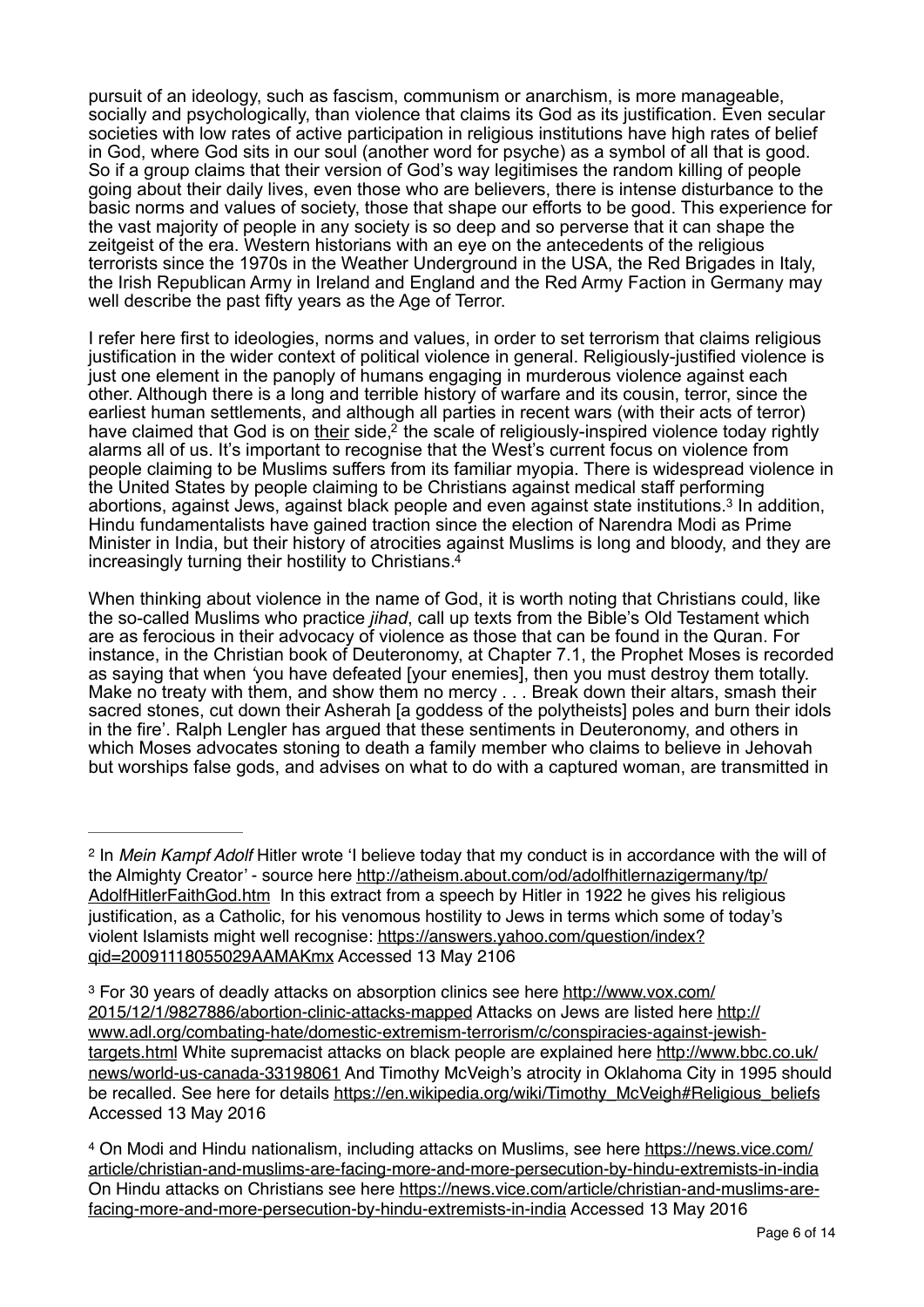pursuit of an ideology, such as fascism, communism or anarchism, is more manageable, socially and psychologically, than violence that claims its God as its justification. Even secular societies with low rates of active participation in religious institutions have high rates of belief in God, where God sits in our soul (another word for psyche) as a symbol of all that is good. So if a group claims that their version of God's way legitimises the random killing of people going about their daily lives, even those who are believers, there is intense disturbance to the basic norms and values of society, those that shape our efforts to be good. This experience for the vast majority of people in any society is so deep and so perverse that it can shape the zeitgeist of the era. Western historians with an eye on the antecedents of the religious terrorists since the 1970s in the Weather Underground in the USA, the Red Brigades in Italy, the Irish Republican Army in Ireland and England and the Red Army Faction in Germany may well describe the past fifty years as the Age of Terror.

I refer here first to ideologies, norms and values, in order to set terrorism that claims religious justification in the wider context of political violence in general. Religiously-justified violence is just one element in the panoply of humans engaging in murderous violence against each other. Although there is a long and terrible history of warfare and its cousin, terror, since the earliest human settlements, and although all parties in recent wars (with their acts of terror) have claimed that God is on their side,[2] the scale of religiously-inspired violence today rightly alarms all of us. It's important to recognise that the West's current focus on violence from people claiming to be Muslims suffers from its familiar myopia. There is widespread violence in the United States by people claiming to be Christians against medical staff performing abortions, against Jews, against black people and even against state institutions.[3] In addition, Hindu fundamentalists have gained traction since the election of Narendra Modi as Prime Minister in India, but their history of atrocities against Muslims is long and bloody, and they are increasingly turning their hostility to Christians.[4]

When thinking about violence in the name of God, it is worth noting that Christians could, like the so-called Muslims who practice *jihad*, call up texts from the Bible's Old Testament which are as ferocious in their advocacy of violence as those that can be found in the Quran. For instance, in the Christian book of Deuteronomy, at Chapter 7.1, the Prophet Moses is recorded as saying that when 'you have defeated [your enemies], then you must destroy them totally. Make no treaty with them, and show them no mercy . . . Break down their altars, smash their sacred stones, cut down their Asherah [a goddess of the polytheists] poles and burn their idols in the fire'. Ralph Lengler has argued that these sentiments in Deuteronomy, and others in which Moses advocates stoning to death a family member who claims to believe in Jehovah but worships false gods, and advises on what to do with a captured woman, are transmitted in

---

[2] In *Mein Kampf Adolf* Hitler wrote 'I believe today that my conduct is in accordance with the will of the Almighty Creator' - source here http://atheism.about.com/od/adolfhitlernazigermany/tp/AdolfHitlerFaithGod.htm In this extract from a speech by Hitler in 1922 he gives his religious justification, as a Catholic, for his venomous hostility to Jews in terms which some of today's violent Islamists might well recognise: https://answers.yahoo.com/question/index?qid=20091118055029AAMAKmx Accessed 13 May 2106

[3] For 30 years of deadly attacks on absorption clinics see here http://www.vox.com/2015/12/1/9827886/abortion-clinic-attacks-mapped Attacks on Jews are listed here http://www.adl.org/combating-hate/domestic-extremism-terrorism/c/conspiracies-against-jewish-targets.html White supremacist attacks on black people are explained here http://www.bbc.co.uk/news/world-us-canada-33198061 And Timothy McVeigh's atrocity in Oklahoma City in 1995 should be recalled. See here for details https://en.wikipedia.org/wiki/Timothy_McVeigh#Religious_beliefs Accessed 13 May 2016

[4] On Modi and Hindu nationalism, including attacks on Muslims, see here https://news.vice.com/article/christian-and-muslims-are-facing-more-and-more-persecution-by-hindu-extremists-in-india On Hindu attacks on Christians see here https://news.vice.com/article/christian-and-muslims-are-facing-more-and-more-persecution-by-hindu-extremists-in-india Accessed 13 May 2016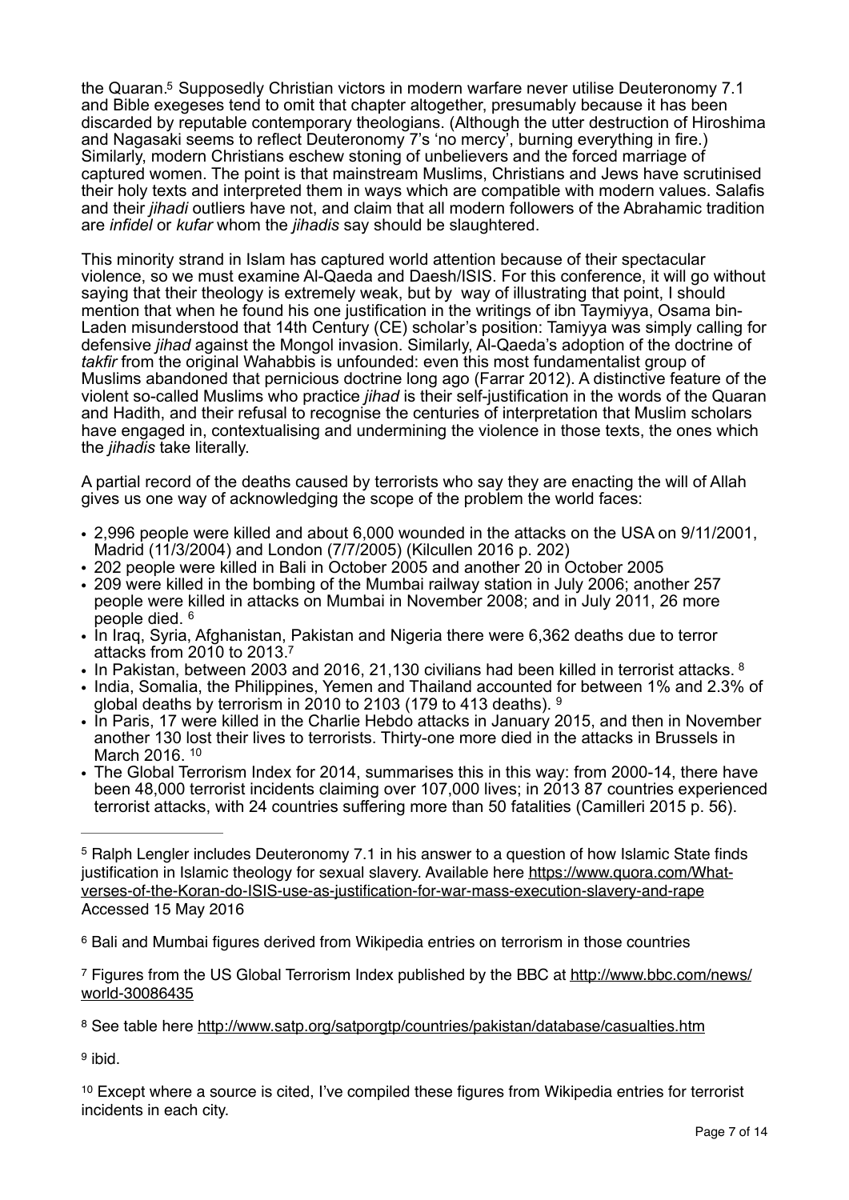the Quaran.[5] Supposedly Christian victors in modern warfare never utilise Deuteronomy 7.1 and Bible exegeses tend to omit that chapter altogether, presumably because it has been discarded by reputable contemporary theologians. (Although the utter destruction of Hiroshima and Nagasaki seems to reflect Deuteronomy 7's 'no mercy', burning everything in fire.) Similarly, modern Christians eschew stoning of unbelievers and the forced marriage of captured women. The point is that mainstream Muslims, Christians and Jews have scrutinised their holy texts and interpreted them in ways which are compatible with modern values. Salafis and their *jihadi* outliers have not, and claim that all modern followers of the Abrahamic tradition are *infidel* or *kufar* whom the *jihadis* say should be slaughtered.

This minority strand in Islam has captured world attention because of their spectacular violence, so we must examine Al-Qaeda and Daesh/ISIS. For this conference, it will go without saying that their theology is extremely weak, but by way of illustrating that point, I should mention that when he found his one justification in the writings of ibn Taymiyya, Osama bin-Laden misunderstood that 14th Century (CE) scholar's position: Tamiyya was simply calling for defensive *jihad* against the Mongol invasion. Similarly, Al-Qaeda's adoption of the doctrine of *takfir* from the original Wahabbis is unfounded: even this most fundamentalist group of Muslims abandoned that pernicious doctrine long ago (Farrar 2012). A distinctive feature of the violent so-called Muslims who practice *jihad* is their self-justification in the words of the Quaran and Hadith, and their refusal to recognise the centuries of interpretation that Muslim scholars have engaged in, contextualising and undermining the violence in those texts, the ones which the *jihadis* take literally.

A partial record of the deaths caused by terrorists who say they are enacting the will of Allah gives us one way of acknowledging the scope of the problem the world faces:

- 2,996 people were killed and about 6,000 wounded in the attacks on the USA on 9/11/2001, Madrid (11/3/2004) and London (7/7/2005) (Kilcullen 2016 p. 202)
- 202 people were killed in Bali in October 2005 and another 20 in October 2005
- 209 were killed in the bombing of the Mumbai railway station in July 2006; another 257 people were killed in attacks on Mumbai in November 2008; and in July 2011, 26 more people died. [6]
- In Iraq, Syria, Afghanistan, Pakistan and Nigeria there were 6,362 deaths due to terror attacks from 2010 to 2013.[7]
- In Pakistan, between 2003 and 2016, 21,130 civilians had been killed in terrorist attacks. [8]
- India, Somalia, the Philippines, Yemen and Thailand accounted for between 1% and 2.3% of global deaths by terrorism in 2010 to 2103 (179 to 413 deaths). [9]
- In Paris, 17 were killed in the Charlie Hebdo attacks in January 2015, and then in November another 130 lost their lives to terrorists. Thirty-one more died in the attacks in Brussels in March 2016. [10]
- The Global Terrorism Index for 2014, summarises this in this way: from 2000-14, there have been 48,000 terrorist incidents claiming over 107,000 lives; in 2013 87 countries experienced terrorist attacks, with 24 countries suffering more than 50 fatalities (Camilleri 2015 p. 56).

---

[5] Ralph Lengler includes Deuteronomy 7.1 in his answer to a question of how Islamic State finds justification in Islamic theology for sexual slavery. Available here https://www.quora.com/What-verses-of-the-Koran-do-ISIS-use-as-justification-for-war-mass-execution-slavery-and-rape Accessed 15 May 2016

[6] Bali and Mumbai figures derived from Wikipedia entries on terrorism in those countries

[7] Figures from the US Global Terrorism Index published by the BBC at http://www.bbc.com/news/world-30086435

[8] See table here http://www.satp.org/satporgtp/countries/pakistan/database/casualties.htm

[9] ibid.

[10] Except where a source is cited, I've compiled these figures from Wikipedia entries for terrorist incidents in each city.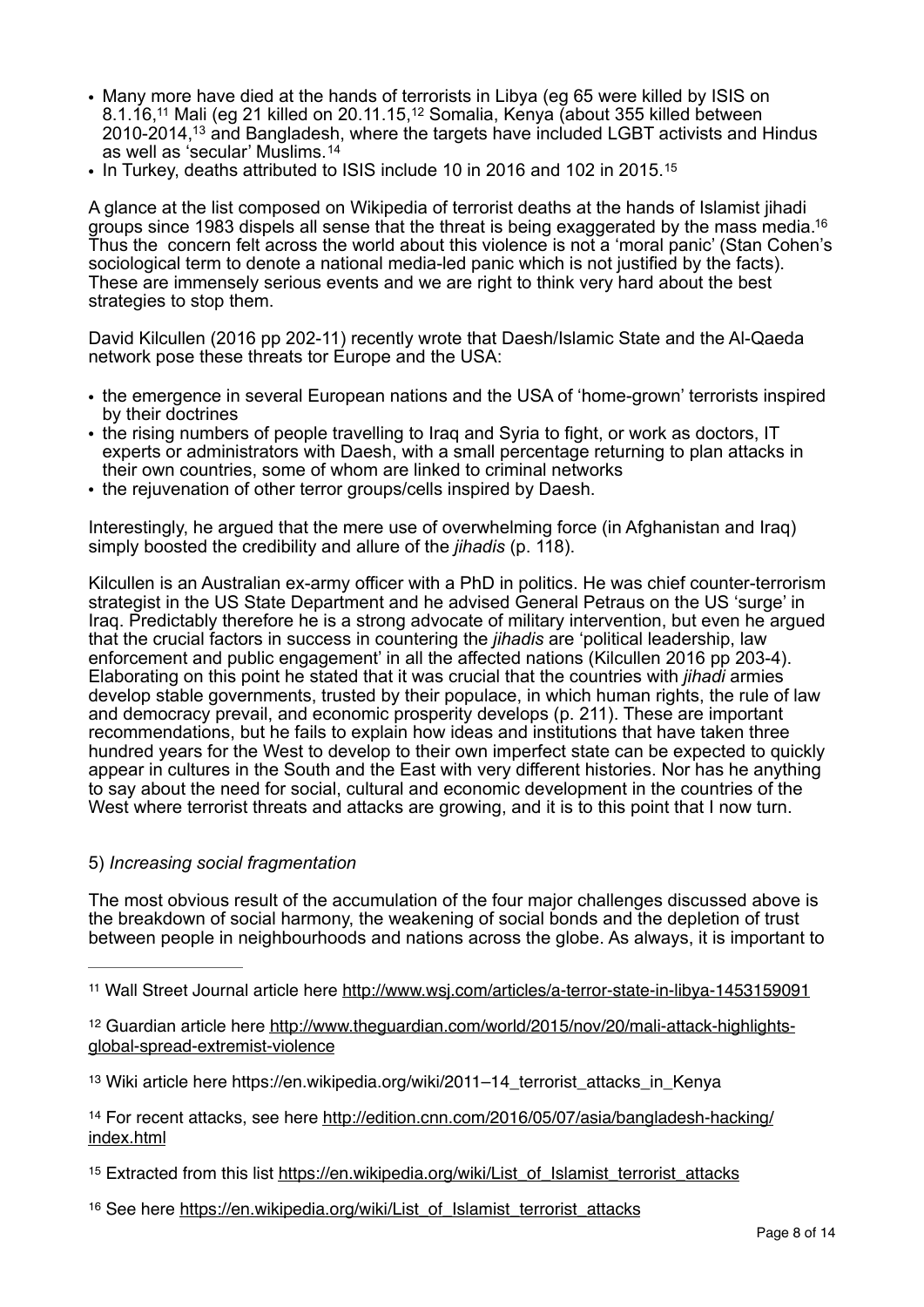- Many more have died at the hands of terrorists in Libya (eg 65 were killed by ISIS on 8.1.16,[11] Mali (eg 21 killed on 20.11.15,[12] Somalia, Kenya (about 355 killed between 2010-2014,[13] and Bangladesh, where the targets have included LGBT activists and Hindus as well as 'secular' Muslims.[14]
- In Turkey, deaths attributed to ISIS include 10 in 2016 and 102 in 2015.[15]

A glance at the list composed on Wikipedia of terrorist deaths at the hands of Islamist jihadi groups since 1983 dispels all sense that the threat is being exaggerated by the mass media.[16] Thus the concern felt across the world about this violence is not a 'moral panic' (Stan Cohen's sociological term to denote a national media-led panic which is not justified by the facts). These are immensely serious events and we are right to think very hard about the best strategies to stop them.

David Kilcullen (2016 pp 202-11) recently wrote that Daesh/Islamic State and the Al-Qaeda network pose these threats tor Europe and the USA:

- the emergence in several European nations and the USA of 'home-grown' terrorists inspired by their doctrines
- the rising numbers of people travelling to Iraq and Syria to fight, or work as doctors, IT experts or administrators with Daesh, with a small percentage returning to plan attacks in their own countries, some of whom are linked to criminal networks
- the rejuvenation of other terror groups/cells inspired by Daesh.

Interestingly, he argued that the mere use of overwhelming force (in Afghanistan and Iraq) simply boosted the credibility and allure of the *jihadis* (p. 118).

Kilcullen is an Australian ex-army officer with a PhD in politics. He was chief counter-terrorism strategist in the US State Department and he advised General Petraus on the US 'surge' in Iraq. Predictably therefore he is a strong advocate of military intervention, but even he argued that the crucial factors in success in countering the *jihadis* are 'political leadership, law enforcement and public engagement' in all the affected nations (Kilcullen 2016 pp 203-4). Elaborating on this point he stated that it was crucial that the countries with *jihadi* armies develop stable governments, trusted by their populace, in which human rights, the rule of law and democracy prevail, and economic prosperity develops (p. 211). These are important recommendations, but he fails to explain how ideas and institutions that have taken three hundred years for the West to develop to their own imperfect state can be expected to quickly appear in cultures in the South and the East with very different histories. Nor has he anything to say about the need for social, cultural and economic development in the countries of the West where terrorist threats and attacks are growing, and it is to this point that I now turn.

5) *Increasing social fragmentation*

The most obvious result of the accumulation of the four major challenges discussed above is the breakdown of social harmony, the weakening of social bonds and the depletion of trust between people in neighbourhoods and nations across the globe. As always, it is important to

---

[11] Wall Street Journal article here http://www.wsj.com/articles/a-terror-state-in-libya-1453159091

[12] Guardian article here http://www.theguardian.com/world/2015/nov/20/mali-attack-highlights-global-spread-extremist-violence

[13] Wiki article here https://en.wikipedia.org/wiki/2011–14_terrorist_attacks_in_Kenya

[14] For recent attacks, see here http://edition.cnn.com/2016/05/07/asia/bangladesh-hacking/index.html

[15] Extracted from this list https://en.wikipedia.org/wiki/List_of_Islamist_terrorist_attacks

[16] See here https://en.wikipedia.org/wiki/List_of_Islamist_terrorist_attacks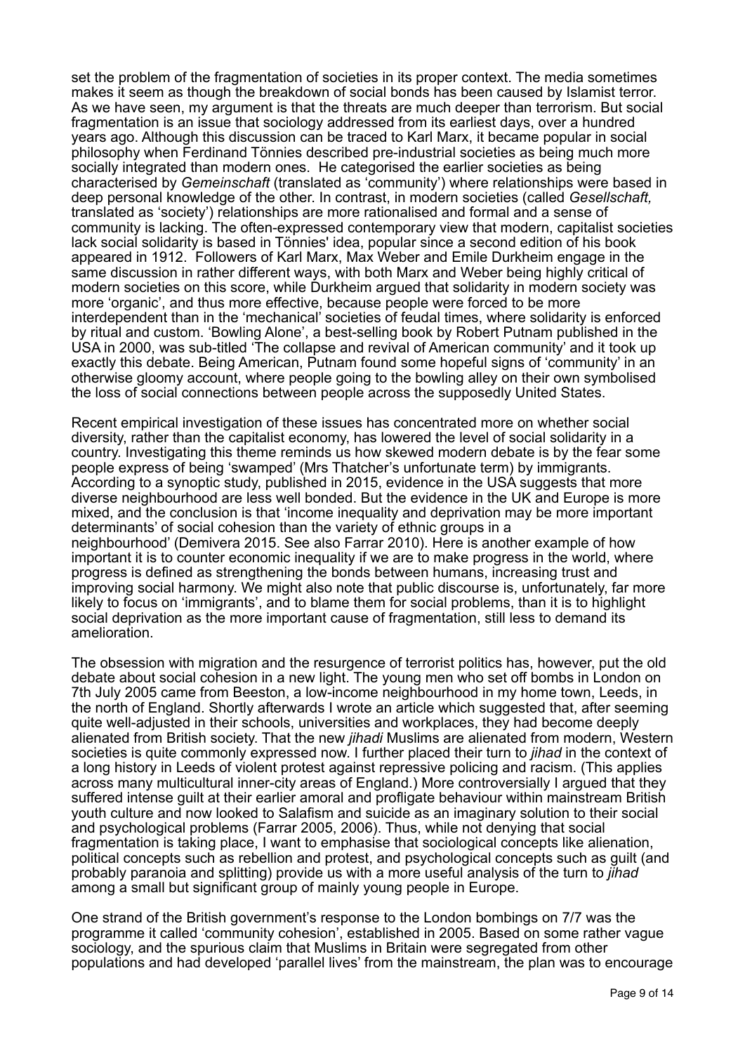set the problem of the fragmentation of societies in its proper context. The media sometimes makes it seem as though the breakdown of social bonds has been caused by Islamist terror. As we have seen, my argument is that the threats are much deeper than terrorism. But social fragmentation is an issue that sociology addressed from its earliest days, over a hundred years ago. Although this discussion can be traced to Karl Marx, it became popular in social philosophy when Ferdinand Tönnies described pre-industrial societies as being much more socially integrated than modern ones. He categorised the earlier societies as being characterised by *Gemeinschaft* (translated as 'community') where relationships were based in deep personal knowledge of the other. In contrast, in modern societies (called *Gesellschaft,* translated as 'society') relationships are more rationalised and formal and a sense of community is lacking. The often-expressed contemporary view that modern, capitalist societies lack social solidarity is based in Tönnies' idea, popular since a second edition of his book appeared in 1912. Followers of Karl Marx, Max Weber and Emile Durkheim engage in the same discussion in rather different ways, with both Marx and Weber being highly critical of modern societies on this score, while Durkheim argued that solidarity in modern society was more 'organic', and thus more effective, because people were forced to be more interdependent than in the 'mechanical' societies of feudal times, where solidarity is enforced by ritual and custom. 'Bowling Alone', a best-selling book by Robert Putnam published in the USA in 2000, was sub-titled 'The collapse and revival of American community' and it took up exactly this debate. Being American, Putnam found some hopeful signs of 'community' in an otherwise gloomy account, where people going to the bowling alley on their own symbolised the loss of social connections between people across the supposedly United States.

Recent empirical investigation of these issues has concentrated more on whether social diversity, rather than the capitalist economy, has lowered the level of social solidarity in a country. Investigating this theme reminds us how skewed modern debate is by the fear some people express of being 'swamped' (Mrs Thatcher's unfortunate term) by immigrants. According to a synoptic study, published in 2015, evidence in the USA suggests that more diverse neighbourhood are less well bonded. But the evidence in the UK and Europe is more mixed, and the conclusion is that 'income inequality and deprivation may be more important determinants' of social cohesion than the variety of ethnic groups in a neighbourhood' (Demivera 2015. See also Farrar 2010). Here is another example of how important it is to counter economic inequality if we are to make progress in the world, where progress is defined as strengthening the bonds between humans, increasing trust and improving social harmony. We might also note that public discourse is, unfortunately, far more likely to focus on 'immigrants', and to blame them for social problems, than it is to highlight social deprivation as the more important cause of fragmentation, still less to demand its amelioration.

The obsession with migration and the resurgence of terrorist politics has, however, put the old debate about social cohesion in a new light. The young men who set off bombs in London on 7th July 2005 came from Beeston, a low-income neighbourhood in my home town, Leeds, in the north of England. Shortly afterwards I wrote an article which suggested that, after seeming quite well-adjusted in their schools, universities and workplaces, they had become deeply alienated from British society. That the new *jihadi* Muslims are alienated from modern, Western societies is quite commonly expressed now. I further placed their turn to *jihad* in the context of a long history in Leeds of violent protest against repressive policing and racism. (This applies across many multicultural inner-city areas of England.) More controversially I argued that they suffered intense guilt at their earlier amoral and profligate behaviour within mainstream British youth culture and now looked to Salafism and suicide as an imaginary solution to their social and psychological problems (Farrar 2005, 2006). Thus, while not denying that social fragmentation is taking place, I want to emphasise that sociological concepts like alienation, political concepts such as rebellion and protest, and psychological concepts such as guilt (and probably paranoia and splitting) provide us with a more useful analysis of the turn to *jihad* among a small but significant group of mainly young people in Europe.

One strand of the British government's response to the London bombings on 7/7 was the programme it called 'community cohesion', established in 2005. Based on some rather vague sociology, and the spurious claim that Muslims in Britain were segregated from other populations and had developed 'parallel lives' from the mainstream, the plan was to encourage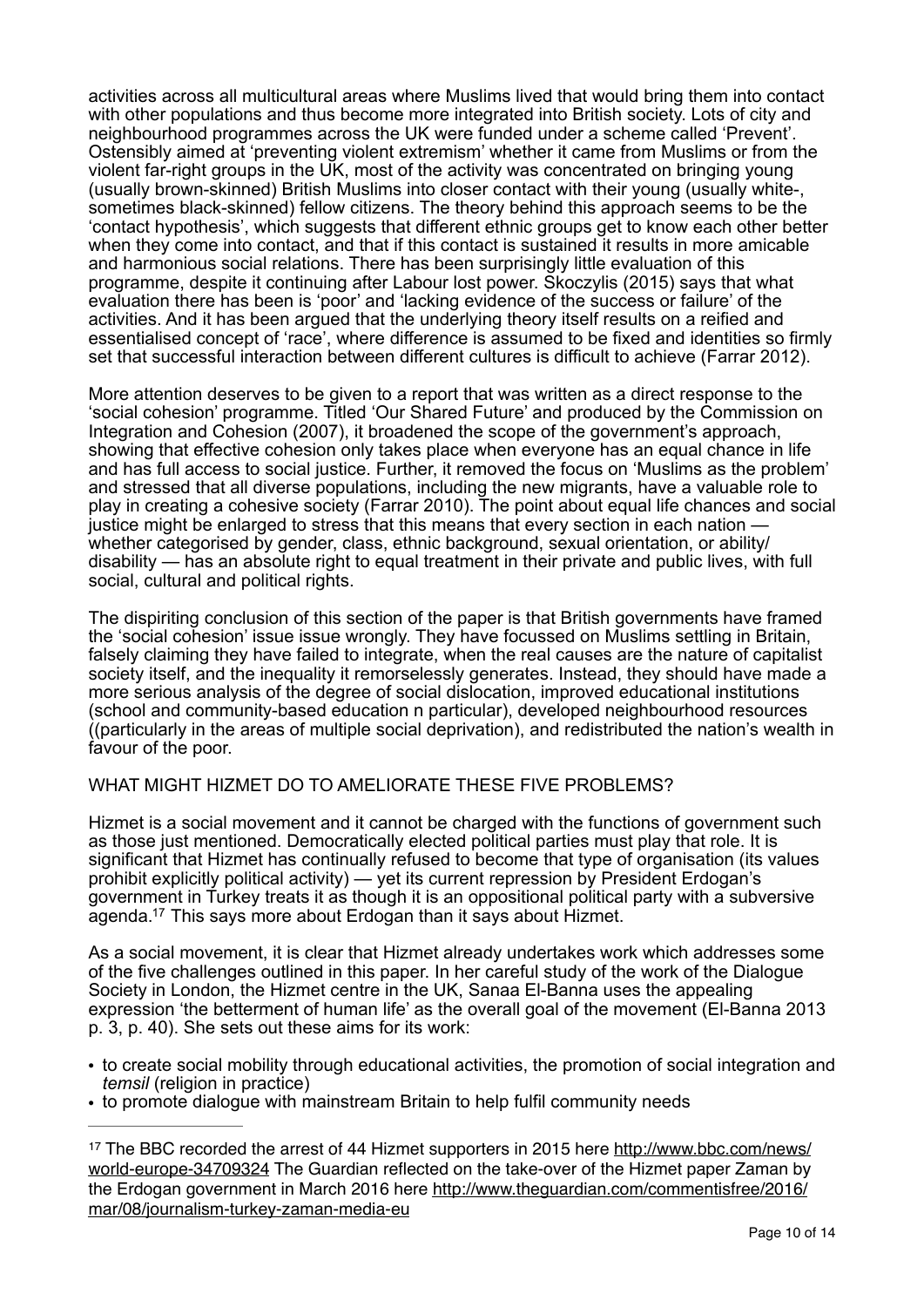activities across all multicultural areas where Muslims lived that would bring them into contact with other populations and thus become more integrated into British society. Lots of city and neighbourhood programmes across the UK were funded under a scheme called 'Prevent'. Ostensibly aimed at 'preventing violent extremism' whether it came from Muslims or from the violent far-right groups in the UK, most of the activity was concentrated on bringing young (usually brown-skinned) British Muslims into closer contact with their young (usually white-, sometimes black-skinned) fellow citizens. The theory behind this approach seems to be the 'contact hypothesis', which suggests that different ethnic groups get to know each other better when they come into contact, and that if this contact is sustained it results in more amicable and harmonious social relations. There has been surprisingly little evaluation of this programme, despite it continuing after Labour lost power. Skoczylis (2015) says that what evaluation there has been is 'poor' and 'lacking evidence of the success or failure' of the activities. And it has been argued that the underlying theory itself results on a reified and essentialised concept of 'race', where difference is assumed to be fixed and identities so firmly set that successful interaction between different cultures is difficult to achieve (Farrar 2012).

More attention deserves to be given to a report that was written as a direct response to the 'social cohesion' programme. Titled 'Our Shared Future' and produced by the Commission on Integration and Cohesion (2007), it broadened the scope of the government's approach, showing that effective cohesion only takes place when everyone has an equal chance in life and has full access to social justice. Further, it removed the focus on 'Muslims as the problem' and stressed that all diverse populations, including the new migrants, have a valuable role to play in creating a cohesive society (Farrar 2010). The point about equal life chances and social justice might be enlarged to stress that this means that every section in each nation — whether categorised by gender, class, ethnic background, sexual orientation, or ability/disability — has an absolute right to equal treatment in their private and public lives, with full social, cultural and political rights.

The dispiriting conclusion of this section of the paper is that British governments have framed the 'social cohesion' issue issue wrongly. They have focussed on Muslims settling in Britain, falsely claiming they have failed to integrate, when the real causes are the nature of capitalist society itself, and the inequality it remorselessly generates. Instead, they should have made a more serious analysis of the degree of social dislocation, improved educational institutions (school and community-based education n particular), developed neighbourhood resources ((particularly in the areas of multiple social deprivation), and redistributed the nation's wealth in favour of the poor.

## WHAT MIGHT HIZMET DO TO AMELIORATE THESE FIVE PROBLEMS?

Hizmet is a social movement and it cannot be charged with the functions of government such as those just mentioned. Democratically elected political parties must play that role. It is significant that Hizmet has continually refused to become that type of organisation (its values prohibit explicitly political activity) — yet its current repression by President Erdogan's government in Turkey treats it as though it is an oppositional political party with a subversive agenda.[17] This says more about Erdogan than it says about Hizmet.

As a social movement, it is clear that Hizmet already undertakes work which addresses some of the five challenges outlined in this paper. In her careful study of the work of the Dialogue Society in London, the Hizmet centre in the UK, Sanaa El-Banna uses the appealing expression 'the betterment of human life' as the overall goal of the movement (El-Banna 2013 p. 3, p. 40). She sets out these aims for its work:

- to create social mobility through educational activities, the promotion of social integration and *temsil* (religion in practice)
- to promote dialogue with mainstream Britain to help fulfil community needs

---

[17] The BBC recorded the arrest of 44 Hizmet supporters in 2015 here http://www.bbc.com/news/world-europe-34709324 The Guardian reflected on the take-over of the Hizmet paper Zaman by the Erdogan government in March 2016 here http://www.theguardian.com/commentisfree/2016/mar/08/journalism-turkey-zaman-media-eu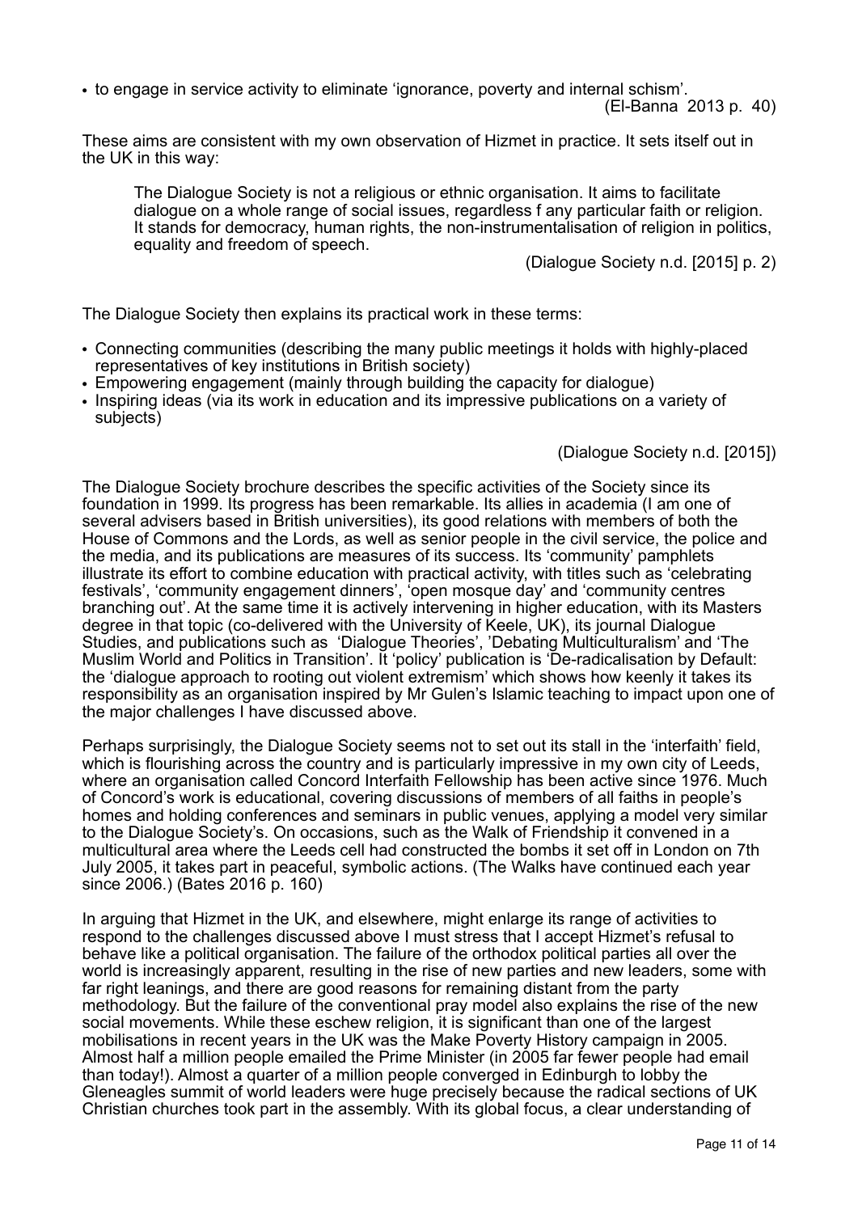- to engage in service activity to eliminate 'ignorance, poverty and internal schism'.

(El-Banna 2013 p. 40)

These aims are consistent with my own observation of Hizmet in practice. It sets itself out in the UK in this way:

> The Dialogue Society is not a religious or ethnic organisation. It aims to facilitate dialogue on a whole range of social issues, regardless f any particular faith or religion. It stands for democracy, human rights, the non-instrumentalisation of religion in politics, equality and freedom of speech.
>
> (Dialogue Society n.d. [2015] p. 2)

The Dialogue Society then explains its practical work in these terms:

- Connecting communities (describing the many public meetings it holds with highly-placed representatives of key institutions in British society)
- Empowering engagement (mainly through building the capacity for dialogue)
- Inspiring ideas (via its work in education and its impressive publications on a variety of subjects)

(Dialogue Society n.d. [2015])

The Dialogue Society brochure describes the specific activities of the Society since its foundation in 1999. Its progress has been remarkable. Its allies in academia (I am one of several advisers based in British universities), its good relations with members of both the House of Commons and the Lords, as well as senior people in the civil service, the police and the media, and its publications are measures of its success. Its 'community' pamphlets illustrate its effort to combine education with practical activity, with titles such as 'celebrating festivals', 'community engagement dinners', 'open mosque day' and 'community centres branching out'. At the same time it is actively intervening in higher education, with its Masters degree in that topic (co-delivered with the University of Keele, UK), its journal Dialogue Studies, and publications such as 'Dialogue Theories', 'Debating Multiculturalism' and 'The Muslim World and Politics in Transition'. It 'policy' publication is 'De-radicalisation by Default: the 'dialogue approach to rooting out violent extremism' which shows how keenly it takes its responsibility as an organisation inspired by Mr Gulen's Islamic teaching to impact upon one of the major challenges I have discussed above.

Perhaps surprisingly, the Dialogue Society seems not to set out its stall in the 'interfaith' field, which is flourishing across the country and is particularly impressive in my own city of Leeds, where an organisation called Concord Interfaith Fellowship has been active since 1976. Much of Concord's work is educational, covering discussions of members of all faiths in people's homes and holding conferences and seminars in public venues, applying a model very similar to the Dialogue Society's. On occasions, such as the Walk of Friendship it convened in a multicultural area where the Leeds cell had constructed the bombs it set off in London on 7th July 2005, it takes part in peaceful, symbolic actions. (The Walks have continued each year since 2006.) (Bates 2016 p. 160)

In arguing that Hizmet in the UK, and elsewhere, might enlarge its range of activities to respond to the challenges discussed above I must stress that I accept Hizmet's refusal to behave like a political organisation. The failure of the orthodox political parties all over the world is increasingly apparent, resulting in the rise of new parties and new leaders, some with far right leanings, and there are good reasons for remaining distant from the party methodology. But the failure of the conventional pray model also explains the rise of the new social movements. While these eschew religion, it is significant than one of the largest mobilisations in recent years in the UK was the Make Poverty History campaign in 2005. Almost half a million people emailed the Prime Minister (in 2005 far fewer people had email than today!). Almost a quarter of a million people converged in Edinburgh to lobby the Gleneagles summit of world leaders were huge precisely because the radical sections of UK Christian churches took part in the assembly. With its global focus, a clear understanding of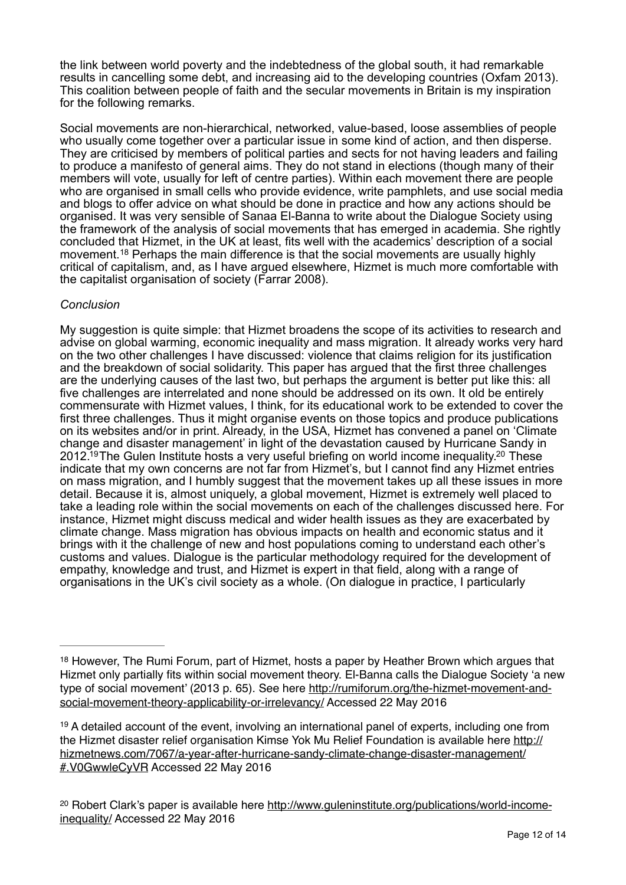the link between world poverty and the indebtedness of the global south, it had remarkable results in cancelling some debt, and increasing aid to the developing countries (Oxfam 2013). This coalition between people of faith and the secular movements in Britain is my inspiration for the following remarks.

Social movements are non-hierarchical, networked, value-based, loose assemblies of people who usually come together over a particular issue in some kind of action, and then disperse. They are criticised by members of political parties and sects for not having leaders and failing to produce a manifesto of general aims. They do not stand in elections (though many of their members will vote, usually for left of centre parties). Within each movement there are people who are organised in small cells who provide evidence, write pamphlets, and use social media and blogs to offer advice on what should be done in practice and how any actions should be organised. It was very sensible of Sanaa El-Banna to write about the Dialogue Society using the framework of the analysis of social movements that has emerged in academia. She rightly concluded that Hizmet, in the UK at least, fits well with the academics' description of a social movement.[18] Perhaps the main difference is that the social movements are usually highly critical of capitalism, and, as I have argued elsewhere, Hizmet is much more comfortable with the capitalist organisation of society (Farrar 2008).

*Conclusion*

My suggestion is quite simple: that Hizmet broadens the scope of its activities to research and advise on global warming, economic inequality and mass migration. It already works very hard on the two other challenges I have discussed: violence that claims religion for its justification and the breakdown of social solidarity. This paper has argued that the first three challenges are the underlying causes of the last two, but perhaps the argument is better put like this: all five challenges are interrelated and none should be addressed on its own. It old be entirely commensurate with Hizmet values, I think, for its educational work to be extended to cover the first three challenges. Thus it might organise events on those topics and produce publications on its websites and/or in print. Already, in the USA, Hizmet has convened a panel on 'Climate change and disaster management' in light of the devastation caused by Hurricane Sandy in 2012.[19] The Gulen Institute hosts a very useful briefing on world income inequality.[20] These indicate that my own concerns are not far from Hizmet's, but I cannot find any Hizmet entries on mass migration, and I humbly suggest that the movement takes up all these issues in more detail. Because it is, almost uniquely, a global movement, Hizmet is extremely well placed to take a leading role within the social movements on each of the challenges discussed here. For instance, Hizmet might discuss medical and wider health issues as they are exacerbated by climate change. Mass migration has obvious impacts on health and economic status and it brings with it the challenge of new and host populations coming to understand each other's customs and values. Dialogue is the particular methodology required for the development of empathy, knowledge and trust, and Hizmet is expert in that field, along with a range of organisations in the UK's civil society as a whole. (On dialogue in practice, I particularly

---

[18] However, The Rumi Forum, part of Hizmet, hosts a paper by Heather Brown which argues that Hizmet only partially fits within social movement theory. El-Banna calls the Dialogue Society 'a new type of social movement' (2013 p. 65). See here http://rumiforum.org/the-hizmet-movement-and-social-movement-theory-applicability-or-irrelevancy/ Accessed 22 May 2016

[19] A detailed account of the event, involving an international panel of experts, including one from the Hizmet disaster relief organisation Kimse Yok Mu Relief Foundation is available here http://hizmetnews.com/7067/a-year-after-hurricane-sandy-climate-change-disaster-management/#.V0GwwleCyVR Accessed 22 May 2016

[20] Robert Clark's paper is available here http://www.guleninstitute.org/publications/world-income-inequality/ Accessed 22 May 2016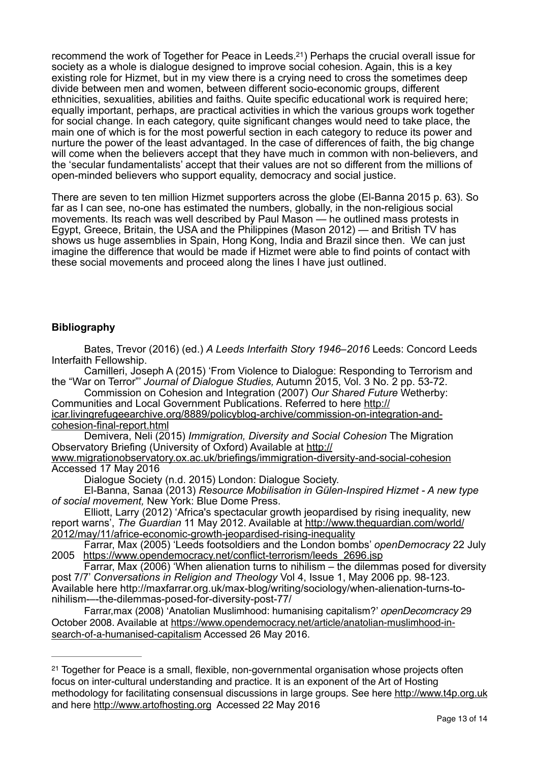recommend the work of Together for Peace in Leeds.[21]) Perhaps the crucial overall issue for society as a whole is dialogue designed to improve social cohesion. Again, this is a key existing role for Hizmet, but in my view there is a crying need to cross the sometimes deep divide between men and women, between different socio-economic groups, different ethnicities, sexualities, abilities and faiths. Quite specific educational work is required here; equally important, perhaps, are practical activities in which the various groups work together for social change. In each category, quite significant changes would need to take place, the main one of which is for the most powerful section in each category to reduce its power and nurture the power of the least advantaged. In the case of differences of faith, the big change will come when the believers accept that they have much in common with non-believers, and the 'secular fundamentalists' accept that their values are not so different from the millions of open-minded believers who support equality, democracy and social justice.

There are seven to ten million Hizmet supporters across the globe (El-Banna 2015 p. 63). So far as I can see, no-one has estimated the numbers, globally, in the non-religious social movements. Its reach was well described by Paul Mason — he outlined mass protests in Egypt, Greece, Britain, the USA and the Philippines (Mason 2012) — and British TV has shows us huge assemblies in Spain, Hong Kong, India and Brazil since then. We can just imagine the difference that would be made if Hizmet were able to find points of contact with these social movements and proceed along the lines I have just outlined.

**Bibliography**

Bates, Trevor (2016) (ed.) *A Leeds Interfaith Story 1946–2016* Leeds: Concord Leeds Interfaith Fellowship.

Camilleri, Joseph A (2015) 'From Violence to Dialogue: Responding to Terrorism and the "War on Terror"' *Journal of Dialogue Studies,* Autumn 2015, Vol. 3 No. 2 pp. 53-72.

Commission on Cohesion and Integration (2007) *Our Shared Future* Wetherby: Communities and Local Government Publications. Referred to here http://icar.livingrefugeearchive.org/8889/policyblog-archive/commission-on-integration-and-cohesion-final-report.html

Demivera, Neli (2015) *Immigration, Diversity and Social Cohesion* The Migration Observatory Briefing (University of Oxford) Available at http://www.migrationobservatory.ox.ac.uk/briefings/immigration-diversity-and-social-cohesion Accessed 17 May 2016

Dialogue Society (n.d. 2015) London: Dialogue Society.

El-Banna, Sanaa (2013) *Resource Mobilisation in Gülen-Inspired Hizmet - A new type of social movement,* New York: Blue Dome Press.

Elliott, Larry (2012) 'Africa's spectacular growth jeopardised by rising inequality, new report warns', *The Guardian* 11 May 2012. Available at http://www.theguardian.com/world/2012/may/11/africe-economic-growth-jeopardised-rising-inequality

Farrar, Max (2005) 'Leeds footsoldiers and the London bombs' *openDemocracy* 22 July 2005 https://www.opendemocracy.net/conflict-terrorism/leeds_2696.jsp

Farrar, Max (2006) 'When alienation turns to nihilism – the dilemmas posed for diversity post 7/7' *Conversations in Religion and Theology* Vol 4, Issue 1, May 2006 pp. 98-123. Available here http://maxfarrar.org.uk/max-blog/writing/sociology/when-alienation-turns-to-nihilism-—-the-dilemmas-posed-for-diversity-post-77/

Farrar,max (2008) 'Anatolian Muslimhood: humanising capitalism?' *openDecomcracy* 29 October 2008. Available at https://www.opendemocracy.net/article/anatolian-muslimhood-in-search-of-a-humanised-capitalism Accessed 26 May 2016.

---

[21] Together for Peace is a small, flexible, non-governmental organisation whose projects often focus on inter-cultural understanding and practice. It is an exponent of the Art of Hosting methodology for facilitating consensual discussions in large groups. See here http://www.t4p.org.uk and here http://www.artofhosting.org Accessed 22 May 2016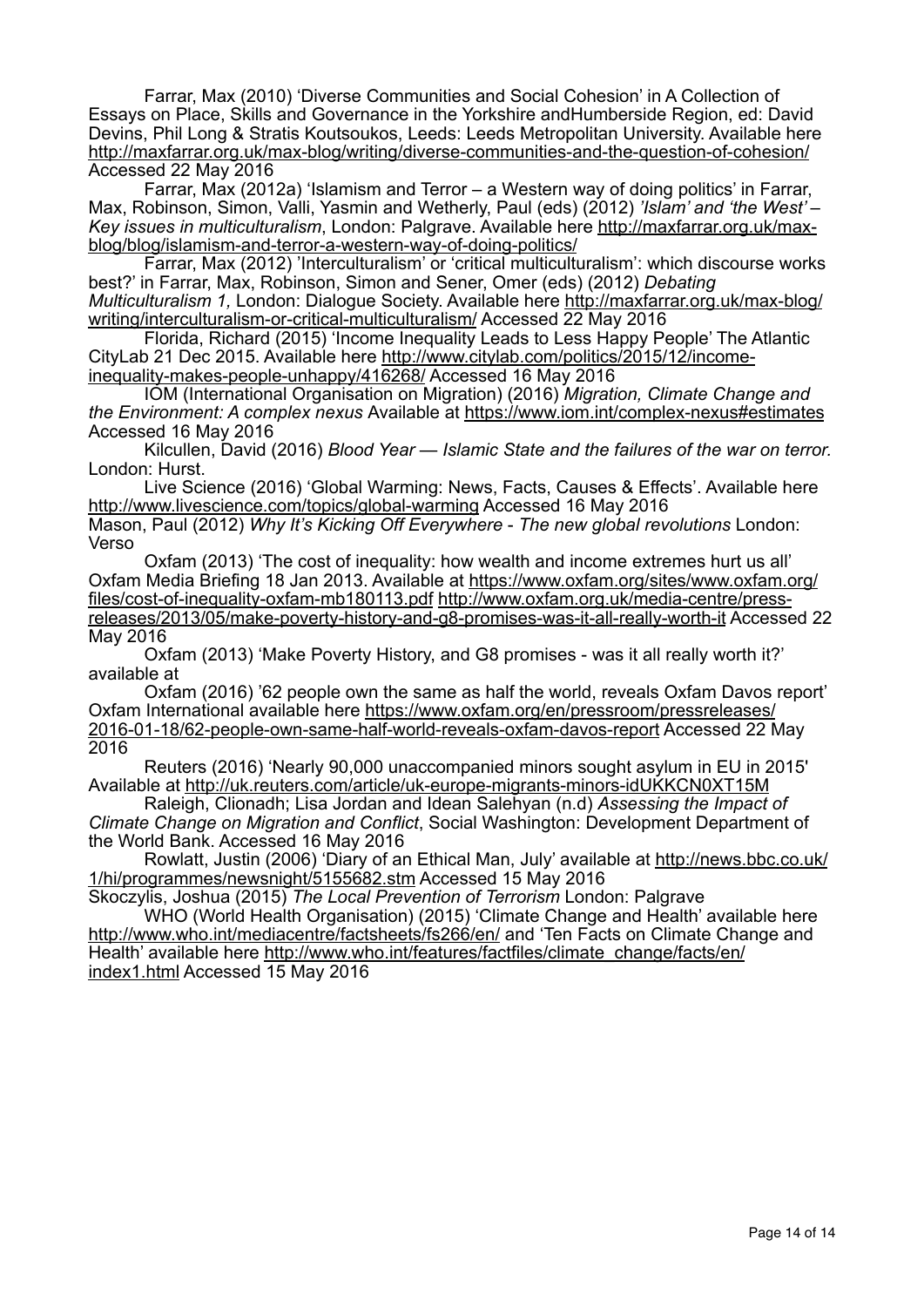Farrar, Max (2010) 'Diverse Communities and Social Cohesion' in A Collection of Essays on Place, Skills and Governance in the Yorkshire andHumberside Region, ed: David Devins, Phil Long & Stratis Koutsoukos, Leeds: Leeds Metropolitan University. Available here http://maxfarrar.org.uk/max-blog/writing/diverse-communities-and-the-question-of-cohesion/ Accessed 22 May 2016

Farrar, Max (2012a) 'Islamism and Terror – a Western way of doing politics' in Farrar, Max, Robinson, Simon, Valli, Yasmin and Wetherly, Paul (eds) (2012) *'Islam' and 'the West' – Key issues in multiculturalism*, London: Palgrave. Available here http://maxfarrar.org.uk/max-blog/blog/islamism-and-terror-a-western-way-of-doing-politics/

Farrar, Max (2012) 'Interculturalism' or 'critical multiculturalism': which discourse works best?' in Farrar, Max, Robinson, Simon and Sener, Omer (eds) (2012) *Debating Multiculturalism 1,* London: Dialogue Society. Available here http://maxfarrar.org.uk/max-blog/writing/interculturalism-or-critical-multiculturalism/ Accessed 22 May 2016

Florida, Richard (2015) 'Income Inequality Leads to Less Happy People' The Atlantic CityLab 21 Dec 2015. Available here http://www.citylab.com/politics/2015/12/income-inequality-makes-people-unhappy/416268/ Accessed 16 May 2016

IOM (International Organisation on Migration) (2016) *Migration, Climate Change and the Environment: A complex nexus* Available at https://www.iom.int/complex-nexus#estimates Accessed 16 May 2016

Kilcullen, David (2016) *Blood Year — Islamic State and the failures of the war on terror.* London: Hurst.

Live Science (2016) 'Global Warming: News, Facts, Causes & Effects'. Available here http://www.livescience.com/topics/global-warming Accessed 16 May 2016

Mason, Paul (2012) *Why It's Kicking Off Everywhere - The new global revolutions* London: Verso

Oxfam (2013) 'The cost of inequality: how wealth and income extremes hurt us all' Oxfam Media Briefing 18 Jan 2013. Available at https://www.oxfam.org/sites/www.oxfam.org/files/cost-of-inequality-oxfam-mb180113.pdf http://www.oxfam.org.uk/media-centre/press-releases/2013/05/make-poverty-history-and-g8-promises-was-it-all-really-worth-it Accessed 22 May 2016

Oxfam (2013) 'Make Poverty History, and G8 promises - was it all really worth it?' available at

Oxfam (2016) '62 people own the same as half the world, reveals Oxfam Davos report' Oxfam International available here https://www.oxfam.org/en/pressroom/pressreleases/2016-01-18/62-people-own-same-half-world-reveals-oxfam-davos-report Accessed 22 May 2016

Reuters (2016) 'Nearly 90,000 unaccompanied minors sought asylum in EU in 2015' Available at http://uk.reuters.com/article/uk-europe-migrants-minors-idUKKCN0XT15M

Raleigh, Clionadh; Lisa Jordan and Idean Salehyan (n.d) *Assessing the Impact of Climate Change on Migration and Conflict*, Social Washington: Development Department of the World Bank. Accessed 16 May 2016

Rowlatt, Justin (2006) 'Diary of an Ethical Man, July' available at http://news.bbc.co.uk/1/hi/programmes/newsnight/5155682.stm Accessed 15 May 2016

Skoczylis, Joshua (2015) *The Local Prevention of Terrorism* London: Palgrave

WHO (World Health Organisation) (2015) 'Climate Change and Health' available here http://www.who.int/mediacentre/factsheets/fs266/en/ and 'Ten Facts on Climate Change and Health' available here http://www.who.int/features/factfiles/climate_change/facts/en/index1.html Accessed 15 May 2016